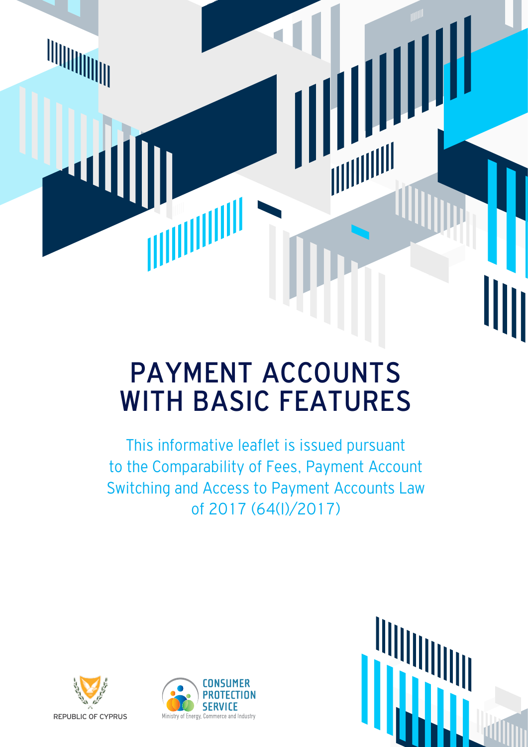# PAYMENT ACCOUNTS WITH BASIC FEATURES

This informative leaflet is issued pursuant to the Comparability of Fees, Payment Account Switching and Access to Payment Accounts Law of 2017 (64(I)/2017)

REPUBLIC OF CYPRUS

CONSUMER PROTECTION SERVICE
Ministry of Energy, Commerce and Industry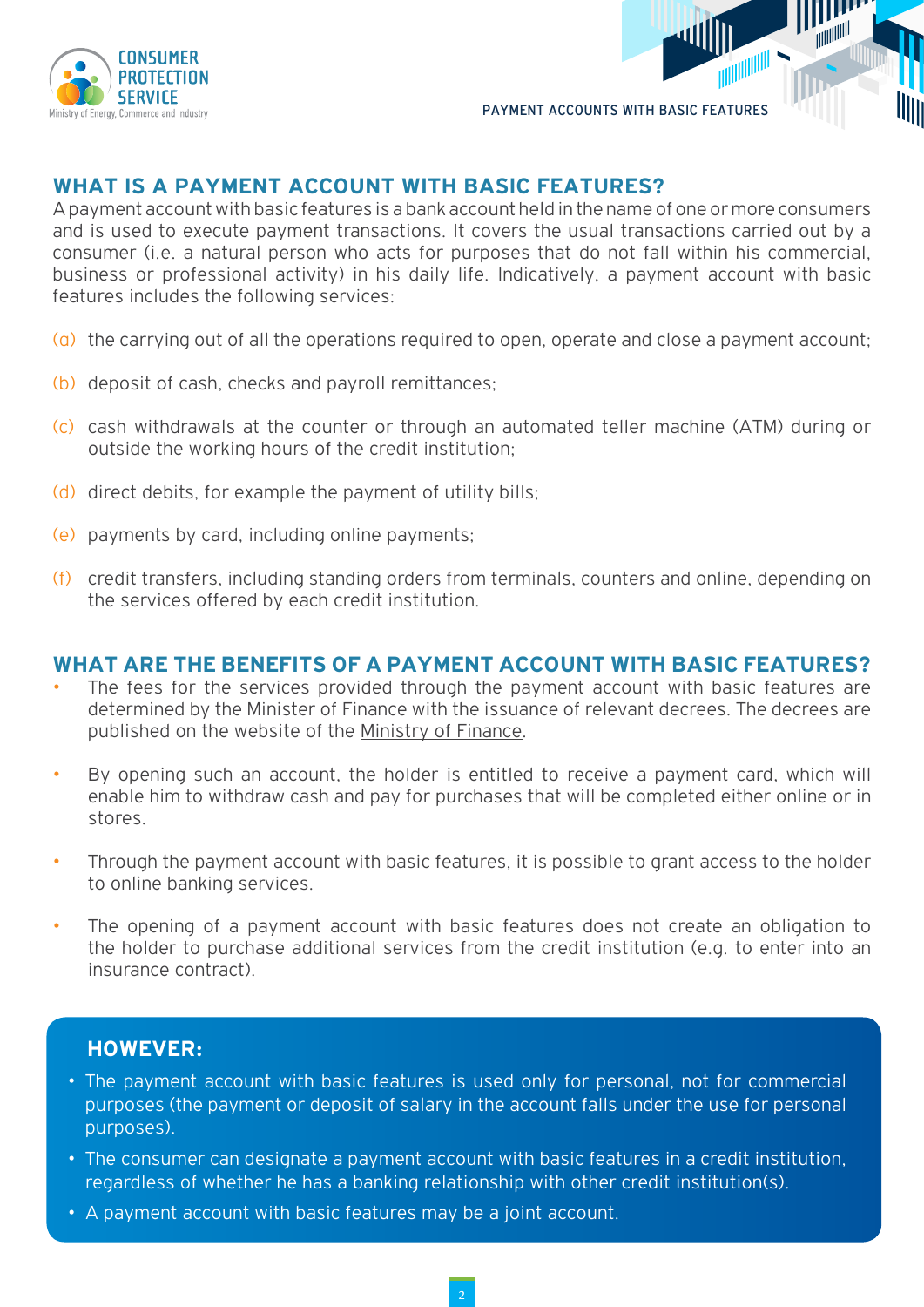## WHAT IS A PAYMENT ACCOUNT WITH BASIC FEATURES?

A payment account with basic features is a bank account held in the name of one or more consumers and is used to execute payment transactions. It covers the usual transactions carried out by a consumer (i.e. a natural person who acts for purposes that do not fall within his commercial, business or professional activity) in his daily life. Indicatively, a payment account with basic features includes the following services:

(a) the carrying out of all the operations required to open, operate and close a payment account;

(b) deposit of cash, checks and payroll remittances;

(c) cash withdrawals at the counter or through an automated teller machine (ATM) during or outside the working hours of the credit institution;

(d) direct debits, for example the payment of utility bills;

(e) payments by card, including online payments;

(f) credit transfers, including standing orders from terminals, counters and online, depending on the services offered by each credit institution.

## WHAT ARE THE BENEFITS OF A PAYMENT ACCOUNT WITH BASIC FEATURES?

- The fees for the services provided through the payment account with basic features are determined by the Minister of Finance with the issuance of relevant decrees. The decrees are published on the website of the Ministry of Finance.

- By opening such an account, the holder is entitled to receive a payment card, which will enable him to withdraw cash and pay for purchases that will be completed either online or in stores.

- Through the payment account with basic features, it is possible to grant access to the holder to online banking services.

- The opening of a payment account with basic features does not create an obligation to the holder to purchase additional services from the credit institution (e.g. to enter into an insurance contract).

### HOWEVER:

- The payment account with basic features is used only for personal, not for commercial purposes (the payment or deposit of salary in the account falls under the use for personal purposes).
- The consumer can designate a payment account with basic features in a credit institution, regardless of whether he has a banking relationship with other credit institution(s).
- A payment account with basic features may be a joint account.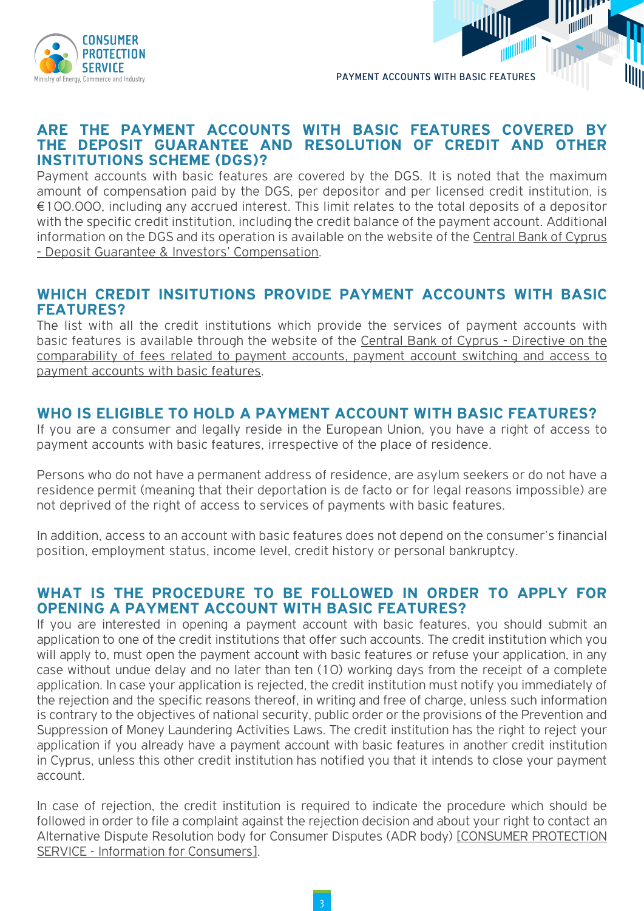## ARE THE PAYMENT ACCOUNTS WITH BASIC FEATURES COVERED BY THE DEPOSIT GUARANTEE AND RESOLUTION OF CREDIT AND OTHER INSTITUTIONS SCHEME (DGS)?

Payment accounts with basic features are covered by the DGS. It is noted that the maximum amount of compensation paid by the DGS, per depositor and per licensed credit institution, is €100.000, including any accrued interest. This limit relates to the total deposits of a depositor with the specific credit institution, including the credit balance of the payment account. Additional information on the DGS and its operation is available on the website of the Central Bank of Cyprus - Deposit Guarantee & Investors' Compensation.

## WHICH CREDIT INSITUTIONS PROVIDE PAYMENT ACCOUNTS WITH BASIC FEATURES?

The list with all the credit institutions which provide the services of payment accounts with basic features is available through the website of the Central Bank of Cyprus - Directive on the comparability of fees related to payment accounts, payment account switching and access to payment accounts with basic features.

## WHO IS ELIGIBLE TO HOLD A PAYMENT ACCOUNT WITH BASIC FEATURES?

If you are a consumer and legally reside in the European Union, you have a right of access to payment accounts with basic features, irrespective of the place of residence.

Persons who do not have a permanent address of residence, are asylum seekers or do not have a residence permit (meaning that their deportation is de facto or for legal reasons impossible) are not deprived of the right of access to services of payments with basic features.

In addition, access to an account with basic features does not depend on the consumer's financial position, employment status, income level, credit history or personal bankruptcy.

## WHAT IS THE PROCEDURE TO BE FOLLOWED IN ORDER TO APPLY FOR OPENING A PAYMENT ACCOUNT WITH BASIC FEATURES?

If you are interested in opening a payment account with basic features, you should submit an application to one of the credit institutions that offer such accounts. The credit institution which you will apply to, must open the payment account with basic features or refuse your application, in any case without undue delay and no later than ten (10) working days from the receipt of a complete application. In case your application is rejected, the credit institution must notify you immediately of the rejection and the specific reasons thereof, in writing and free of charge, unless such information is contrary to the objectives of national security, public order or the provisions of the Prevention and Suppression of Money Laundering Activities Laws. The credit institution has the right to reject your application if you already have a payment account with basic features in another credit institution in Cyprus, unless this other credit institution has notified you that it intends to close your payment account.

In case of rejection, the credit institution is required to indicate the procedure which should be followed in order to file a complaint against the rejection decision and about your right to contact an Alternative Dispute Resolution body for Consumer Disputes (ADR body) [CONSUMER PROTECTION SERVICE - Information for Consumers].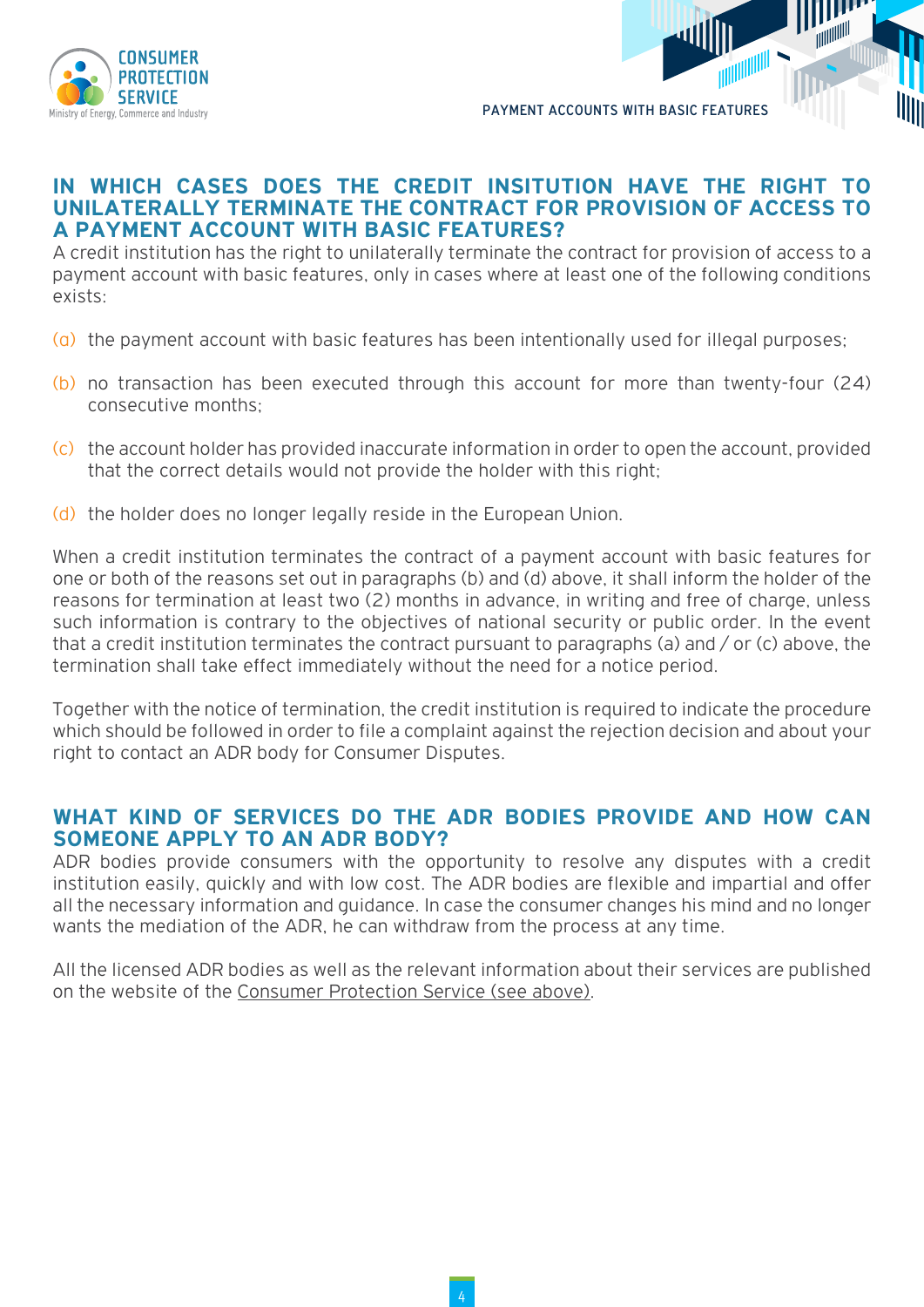## IN WHICH CASES DOES THE CREDIT INSITUTION HAVE THE RIGHT TO UNILATERALLY TERMINATE THE CONTRACT FOR PROVISION OF ACCESS TO A PAYMENT ACCOUNT WITH BASIC FEATURES?

A credit institution has the right to unilaterally terminate the contract for provision of access to a payment account with basic features, only in cases where at least one of the following conditions exists:

(a) the payment account with basic features has been intentionally used for illegal purposes;

(b) no transaction has been executed through this account for more than twenty-four (24) consecutive months;

(c) the account holder has provided inaccurate information in order to open the account, provided that the correct details would not provide the holder with this right;

(d) the holder does no longer legally reside in the European Union.

When a credit institution terminates the contract of a payment account with basic features for one or both of the reasons set out in paragraphs (b) and (d) above, it shall inform the holder of the reasons for termination at least two (2) months in advance, in writing and free of charge, unless such information is contrary to the objectives of national security or public order. In the event that a credit institution terminates the contract pursuant to paragraphs (a) and / or (c) above, the termination shall take effect immediately without the need for a notice period.

Together with the notice of termination, the credit institution is required to indicate the procedure which should be followed in order to file a complaint against the rejection decision and about your right to contact an ADR body for Consumer Disputes.

## WHAT KIND OF SERVICES DO THE ADR BODIES PROVIDE AND HOW CAN SOMEONE APPLY TO AN ADR BODY?

ADR bodies provide consumers with the opportunity to resolve any disputes with a credit institution easily, quickly and with low cost. The ADR bodies are flexible and impartial and offer all the necessary information and guidance. In case the consumer changes his mind and no longer wants the mediation of the ADR, he can withdraw from the process at any time.

All the licensed ADR bodies as well as the relevant information about their services are published on the website of the Consumer Protection Service (see above).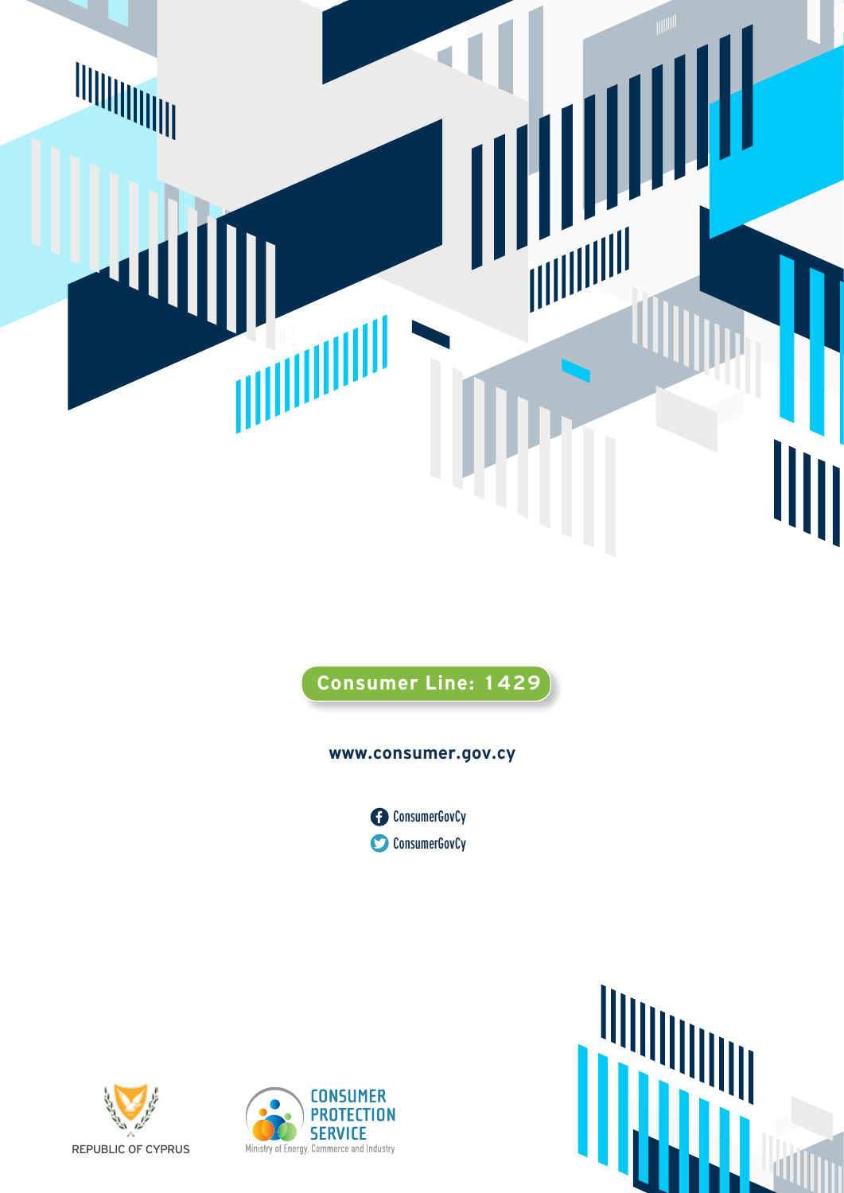**Consumer Line: 1429**

**www.consumer.gov.cy**

ConsumerGovCy

ConsumerGovCy

REPUBLIC OF CYPRUS

CONSUMER PROTECTION SERVICE

Ministry of Energy, Commerce and Industry